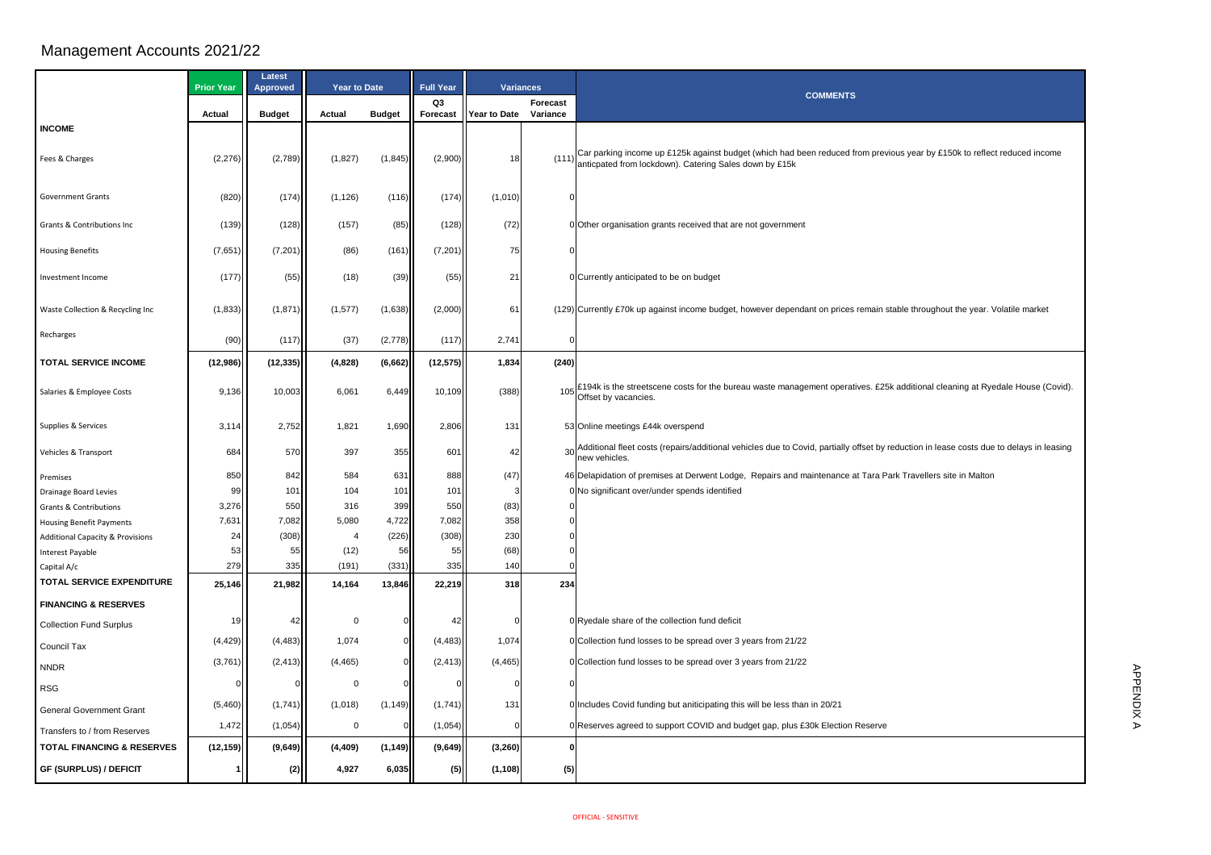# Management Accounts 2021/22

| | Prior Year | Latest Approved | Year to Date | | Full Year | Variances | | COMMENTS |
|---|---|---|---|---|---|---|---|---|
| | Actual | Budget | Actual | Budget | Q3 Forecast | Year to Date | Forecast Variance | |
| **INCOME** | | | | | | | | |
| Fees & Charges | (2,276) | (2,789) | (1,827) | (1,845) | (2,900) | 18 | (111) | Car parking income up £125k against budget (which had been reduced from previous year by £150k to reflect reduced income anticpated from lockdown). Catering Sales down by £15k |
| Government Grants | (820) | (174) | (1,126) | (116) | (174) | (1,010) | 0 | |
| Grants & Contributions Inc | (139) | (128) | (157) | (85) | (128) | (72) | 0 | Other organisation grants received that are not government |
| Housing Benefits | (7,651) | (7,201) | (86) | (161) | (7,201) | 75 | 0 | |
| Investment Income | (177) | (55) | (18) | (39) | (55) | 21 | 0 | Currently anticipated to be on budget |
| Waste Collection & Recycling Inc | (1,833) | (1,871) | (1,577) | (1,638) | (2,000) | 61 | (129) | Currently £70k up against income budget, however dependant on prices remain stable throughout the year. Volatile market |
| Recharges | (90) | (117) | (37) | (2,778) | (117) | 2,741 | 0 | |
| **TOTAL SERVICE INCOME** | **(12,986)** | **(12,335)** | **(4,828)** | **(6,662)** | **(12,575)** | **1,834** | **(240)** | |
| Salaries & Employee Costs | 9,136 | 10,003 | 6,061 | 6,449 | 10,109 | (388) | 105 | £194k is the streetscene costs for the bureau waste management operatives. £25k additional cleaning at Ryedale House (Covid). Offset by vacancies. |
| Supplies & Services | 3,114 | 2,752 | 1,821 | 1,690 | 2,806 | 131 | 53 | Online meetings £44k overspend |
| Vehicles & Transport | 684 | 570 | 397 | 355 | 601 | 42 | 30 | Additional fleet costs (repairs/additional vehicles due to Covid, partially offset by reduction in lease costs due to delays in leasing new vehicles. |
| Premises | 850 | 842 | 584 | 631 | 888 | (47) | 46 | Delapidation of premises at Derwent Lodge, Repairs and maintenance at Tara Park Travellers site in Malton |
| Drainage Board Levies | 99 | 101 | 104 | 101 | 101 | 3 | 0 | No significant over/under spends identified |
| Grants & Contributions | 3,276 | 550 | 316 | 399 | 550 | (83) | 0 | |
| Housing Benefit Payments | 7,631 | 7,082 | 5,080 | 4,722 | 7,082 | 358 | 0 | |
| Additional Capacity & Provisions | 24 | (308) | 4 | (226) | (308) | 230 | 0 | |
| Interest Payable | 53 | 55 | (12) | 56 | 55 | (68) | 0 | |
| Capital A/c | 279 | 335 | (191) | (331) | 335 | 140 | 0 | |
| **TOTAL SERVICE EXPENDITURE** | **25,146** | **21,982** | **14,164** | **13,846** | **22,219** | **318** | **234** | |
| **FINANCING & RESERVES** | | | | | | | | |
| Collection Fund Surplus | 19 | 42 | 0 | 0 | 42 | 0 | 0 | Ryedale share of the collection fund deficit |
| Council Tax | (4,429) | (4,483) | 1,074 | 0 | (4,483) | 1,074 | 0 | Collection fund losses to be spread over 3 years from 21/22 |
| NNDR | (3,761) | (2,413) | (4,465) | 0 | (2,413) | (4,465) | 0 | Collection fund losses to be spread over 3 years from 21/22 |
| RSG | 0 | 0 | 0 | 0 | 0 | 0 | 0 | |
| General Government Grant | (5,460) | (1,741) | (1,018) | (1,149) | (1,741) | 131 | 0 | Includes Covid funding but aniticipating this will be less than in 20/21 |
| Transfers to / from Reserves | 1,472 | (1,054) | 0 | 0 | (1,054) | 0 | 0 | Reserves agreed to support COVID and budget gap, plus £30k Election Reserve |
| **TOTAL FINANCING & RESERVES** | **(12,159)** | **(9,649)** | **(4,409)** | **(1,149)** | **(9,649)** | **(3,260)** | **0** | |
| **GF (SURPLUS) / DEFICIT** | **1** | **(2)** | **4,927** | **6,035** | **(5)** | **(1,108)** | **(5)** | |

OFFICIAL - SENSITIVE

APPENDIX A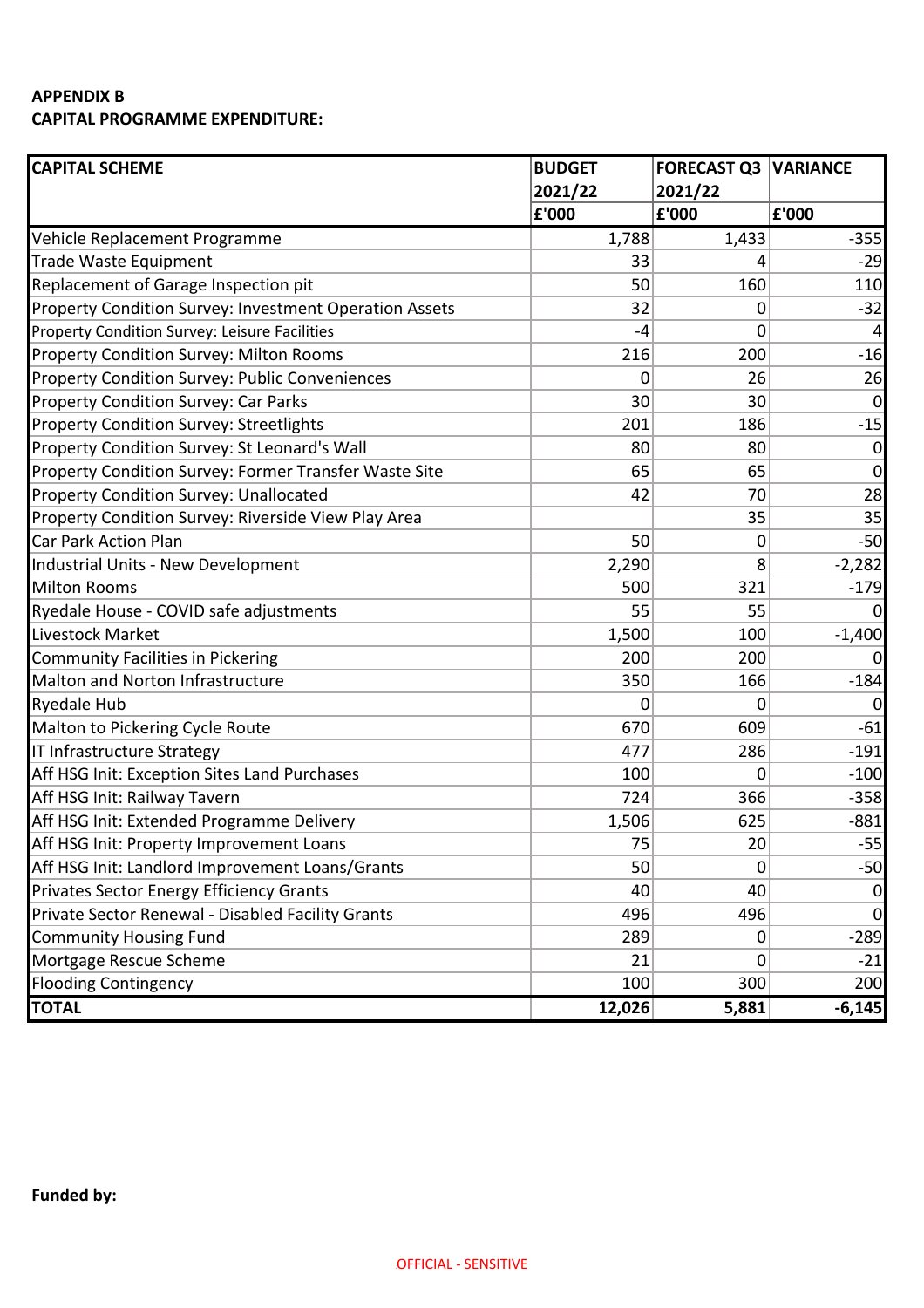**APPENDIX B**
**CAPITAL PROGRAMME EXPENDITURE:**

| CAPITAL SCHEME | BUDGET 2021/22 | FORECAST Q3 2021/22 | VARIANCE |
|---|---|---|---|
| | £'000 | £'000 | £'000 |
| Vehicle Replacement Programme | 1,788 | 1,433 | -355 |
| Trade Waste Equipment | 33 | 4 | -29 |
| Replacement of Garage Inspection pit | 50 | 160 | 110 |
| Property Condition Survey: Investment Operation Assets | 32 | 0 | -32 |
| Property Condition Survey: Leisure Facilities | -4 | 0 | 4 |
| Property Condition Survey: Milton Rooms | 216 | 200 | -16 |
| Property Condition Survey: Public Conveniences | 0 | 26 | 26 |
| Property Condition Survey: Car Parks | 30 | 30 | 0 |
| Property Condition Survey: Streetlights | 201 | 186 | -15 |
| Property Condition Survey: St Leonard's Wall | 80 | 80 | 0 |
| Property Condition Survey: Former Transfer Waste Site | 65 | 65 | 0 |
| Property Condition Survey: Unallocated | 42 | 70 | 28 |
| Property Condition Survey: Riverside View Play Area | | 35 | 35 |
| Car Park Action Plan | 50 | 0 | -50 |
| Industrial Units - New Development | 2,290 | 8 | -2,282 |
| Milton Rooms | 500 | 321 | -179 |
| Ryedale House - COVID safe adjustments | 55 | 55 | 0 |
| Livestock Market | 1,500 | 100 | -1,400 |
| Community Facilities in Pickering | 200 | 200 | 0 |
| Malton and Norton Infrastructure | 350 | 166 | -184 |
| Ryedale Hub | 0 | 0 | 0 |
| Malton to Pickering Cycle Route | 670 | 609 | -61 |
| IT Infrastructure Strategy | 477 | 286 | -191 |
| Aff HSG Init: Exception Sites Land Purchases | 100 | 0 | -100 |
| Aff HSG Init: Railway Tavern | 724 | 366 | -358 |
| Aff HSG Init: Extended Programme Delivery | 1,506 | 625 | -881 |
| Aff HSG Init: Property Improvement Loans | 75 | 20 | -55 |
| Aff HSG Init: Landlord Improvement Loans/Grants | 50 | 0 | -50 |
| Privates Sector Energy Efficiency Grants | 40 | 40 | 0 |
| Private Sector Renewal - Disabled Facility Grants | 496 | 496 | 0 |
| Community Housing Fund | 289 | 0 | -289 |
| Mortgage Rescue Scheme | 21 | 0 | -21 |
| Flooding Contingency | 100 | 300 | 200 |
| **TOTAL** | **12,026** | **5,881** | **-6,145** |

**Funded by:**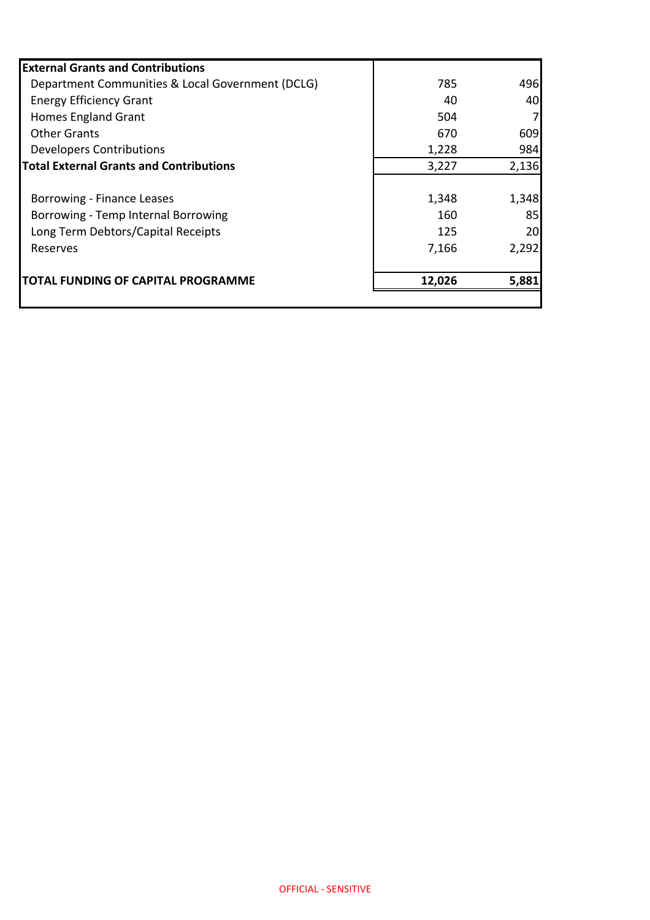| | | |
|---|---|---|
| **External Grants and Contributions** | | |
| Department Communities & Local Government (DCLG) | 785 | 496 |
| Energy Efficiency Grant | 40 | 40 |
| Homes England Grant | 504 | 7 |
| Other Grants | 670 | 609 |
| Developers Contributions | 1,228 | 984 |
| **Total External Grants and Contributions** | 3,227 | 2,136 |
| | | |
| Borrowing - Finance Leases | 1,348 | 1,348 |
| Borrowing - Temp Internal Borrowing | 160 | 85 |
| Long Term Debtors/Capital Receipts | 125 | 20 |
| Reserves | 7,166 | 2,292 |
| | | |
| **TOTAL FUNDING OF CAPITAL PROGRAMME** | **12,026** | **5,881** |

OFFICIAL - SENSITIVE